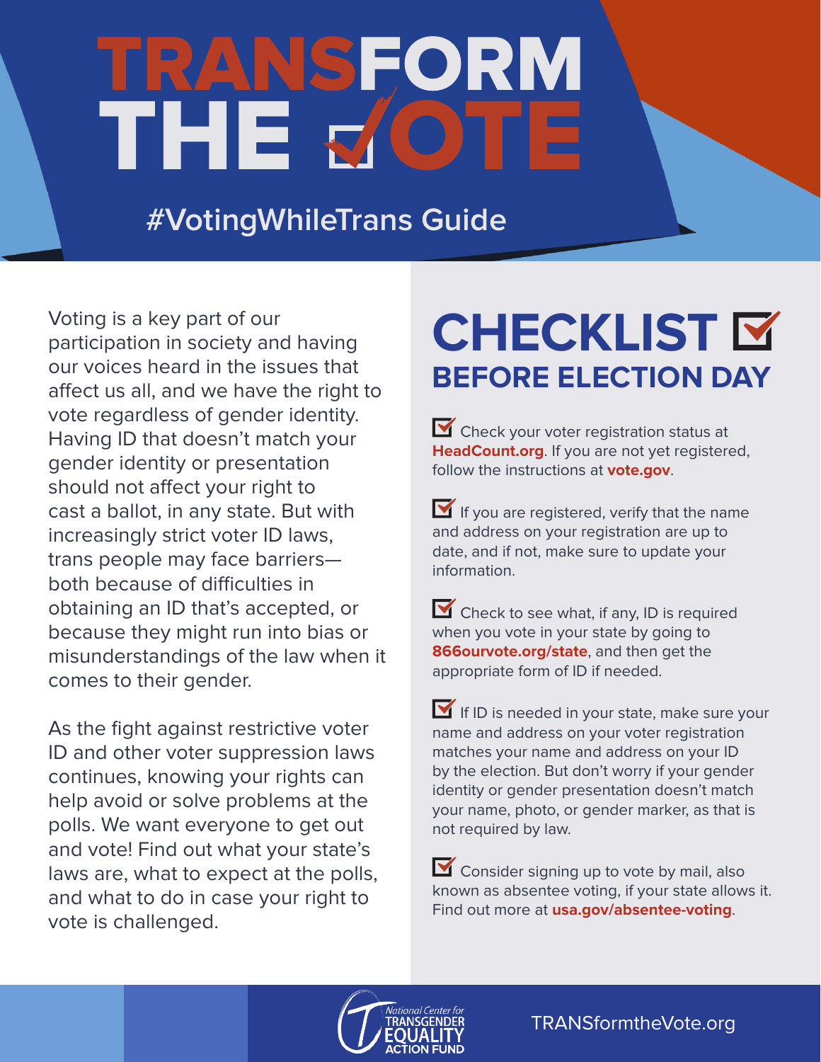# TRANSFORM THE VOTE

## #VotingWhileTrans Guide

Voting is a key part of our participation in society and having our voices heard in the issues that affect us all, and we have the right to vote regardless of gender identity. Having ID that doesn't match your gender identity or presentation should not affect your right to cast a ballot, in any state. But with increasingly strict voter ID laws, trans people may face barriers—both because of difficulties in obtaining an ID that's accepted, or because they might run into bias or misunderstandings of the law when it comes to their gender.

As the fight against restrictive voter ID and other voter suppression laws continues, knowing your rights can help avoid or solve problems at the polls. We want everyone to get out and vote! Find out what your state's laws are, what to expect at the polls, and what to do in case your right to vote is challenged.

## CHECKLIST

### BEFORE ELECTION DAY

- ☑ Check your voter registration status at **HeadCount.org**. If you are not yet registered, follow the instructions at **vote.gov**.
- ☑ If you are registered, verify that the name and address on your registration are up to date, and if not, make sure to update your information.
- ☑ Check to see what, if any, ID is required when you vote in your state by going to **866ourvote.org/state**, and then get the appropriate form of ID if needed.
- ☑ If ID is needed in your state, make sure your name and address on your voter registration matches your name and address on your ID by the election. But don't worry if your gender identity or gender presentation doesn't match your name, photo, or gender marker, as that is not required by law.
- ☑ Consider signing up to vote by mail, also known as absentee voting, if your state allows it. Find out more at **usa.gov/absentee-voting**.

National Center for Transgender Equality Action Fund

TRANSformtheVote.org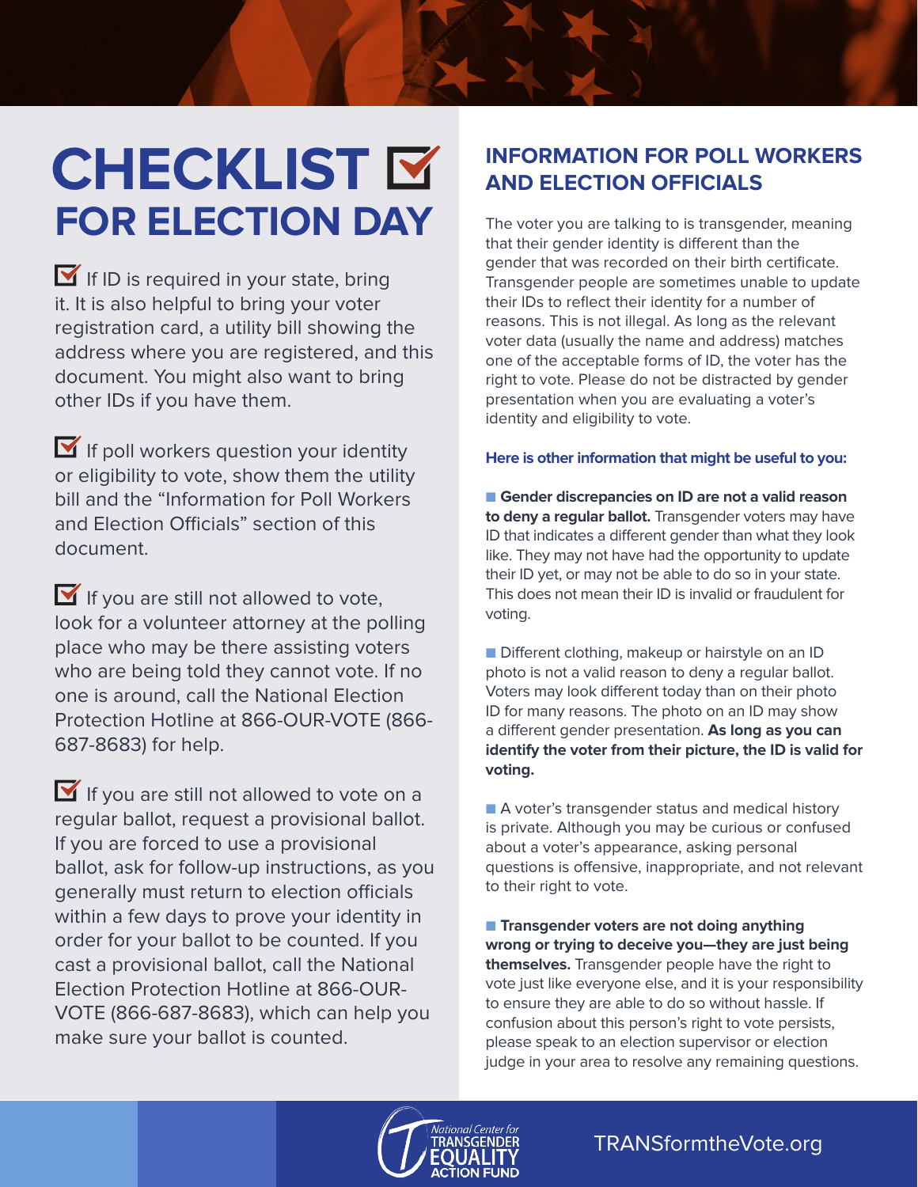# CHECKLIST ☑ FOR ELECTION DAY

☑ If ID is required in your state, bring it. It is also helpful to bring your voter registration card, a utility bill showing the address where you are registered, and this document. You might also want to bring other IDs if you have them.

☑ If poll workers question your identity or eligibility to vote, show them the utility bill and the "Information for Poll Workers and Election Officials" section of this document.

☑ If you are still not allowed to vote, look for a volunteer attorney at the polling place who may be there assisting voters who are being told they cannot vote. If no one is around, call the National Election Protection Hotline at 866-OUR-VOTE (866-687-8683) for help.

☑ If you are still not allowed to vote on a regular ballot, request a provisional ballot. If you are forced to use a provisional ballot, ask for follow-up instructions, as you generally must return to election officials within a few days to prove your identity in order for your ballot to be counted. If you cast a provisional ballot, call the National Election Protection Hotline at 866-OUR-VOTE (866-687-8683), which can help you make sure your ballot is counted.

## INFORMATION FOR POLL WORKERS AND ELECTION OFFICIALS

The voter you are talking to is transgender, meaning that their gender identity is different than the gender that was recorded on their birth certificate. Transgender people are sometimes unable to update their IDs to reflect their identity for a number of reasons. This is not illegal. As long as the relevant voter data (usually the name and address) matches one of the acceptable forms of ID, the voter has the right to vote. Please do not be distracted by gender presentation when you are evaluating a voter's identity and eligibility to vote.

**Here is other information that might be useful to you:**

- **Gender discrepancies on ID are not a valid reason to deny a regular ballot.** Transgender voters may have ID that indicates a different gender than what they look like. They may not have had the opportunity to update their ID yet, or may not be able to do so in your state. This does not mean their ID is invalid or fraudulent for voting.

- Different clothing, makeup or hairstyle on an ID photo is not a valid reason to deny a regular ballot. Voters may look different today than on their photo ID for many reasons. The photo on an ID may show a different gender presentation. **As long as you can identify the voter from their picture, the ID is valid for voting.**

- A voter's transgender status and medical history is private. Although you may be curious or confused about a voter's appearance, asking personal questions is offensive, inappropriate, and not relevant to their right to vote.

- **Transgender voters are not doing anything wrong or trying to deceive you—they are just being themselves.** Transgender people have the right to vote just like everyone else, and it is your responsibility to ensure they are able to do so without hassle. If confusion about this person's right to vote persists, please speak to an election supervisor or election judge in your area to resolve any remaining questions.

National Center for TRANSGENDER EQUALITY ACTION FUND

TRANSformtheVote.org